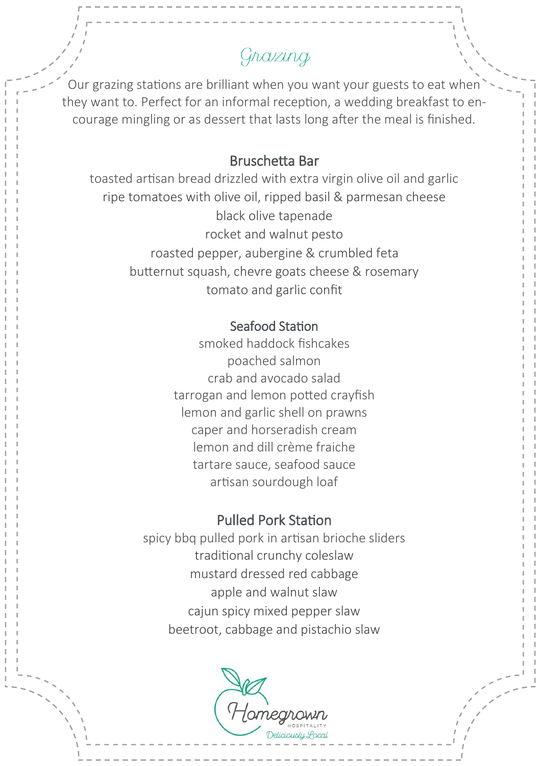# Grazing

Our grazing stations are brilliant when you want your guests to eat when they want to. Perfect for an informal reception, a wedding breakfast to encourage mingling or as dessert that lasts long after the meal is finished.

## Bruschetta Bar

toasted artisan bread drizzled with extra virgin olive oil and garlic
ripe tomatoes with olive oil, ripped basil & parmesan cheese
black olive tapenade
rocket and walnut pesto
roasted pepper, aubergine & crumbled feta
butternut squash, chevre goats cheese & rosemary
tomato and garlic confit

## Seafood Station

smoked haddock fishcakes
poached salmon
crab and avocado salad
tarrogan and lemon potted crayfish
lemon and garlic shell on prawns
caper and horseradish cream
lemon and dill crème fraiche
tartare sauce, seafood sauce
artisan sourdough loaf

## Pulled Pork Station

spicy bbq pulled pork in artisan brioche sliders
traditional crunchy coleslaw
mustard dressed red cabbage
apple and walnut slaw
cajun spicy mixed pepper slaw
beetroot, cabbage and pistachio slaw

Homegrown Hospitality
Deliciously Local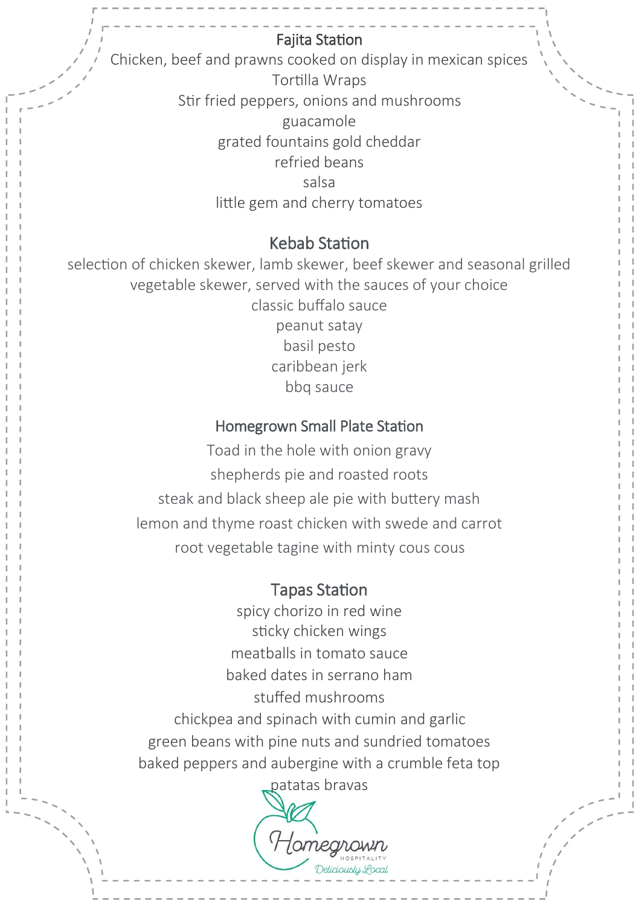## Fajita Station

Chicken, beef and prawns cooked on display in mexican spices

Tortilla Wraps

Stir fried peppers, onions and mushrooms

guacamole

grated fountains gold cheddar

refried beans

salsa

little gem and cherry tomatoes

## Kebab Station

selection of chicken skewer, lamb skewer, beef skewer and seasonal grilled vegetable skewer, served with the sauces of your choice

classic buffalo sauce

peanut satay

basil pesto

caribbean jerk

bbq sauce

## Homegrown Small Plate Station

Toad in the hole with onion gravy

shepherds pie and roasted roots

steak and black sheep ale pie with buttery mash

lemon and thyme roast chicken with swede and carrot

root vegetable tagine with minty cous cous

## Tapas Station

spicy chorizo in red wine

sticky chicken wings

meatballs in tomato sauce

baked dates in serrano ham

stuffed mushrooms

chickpea and spinach with cumin and garlic

green beans with pine nuts and sundried tomatoes

baked peppers and aubergine with a crumble feta top

patatas bravas

Homegrown HOSPITALITY Deliciously Local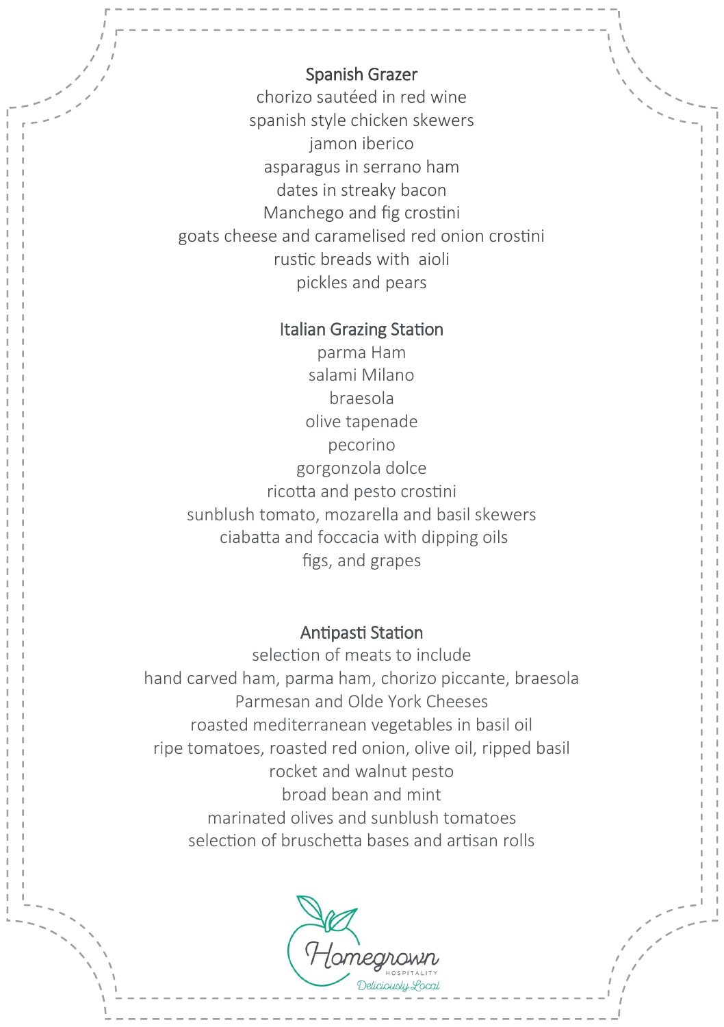## Spanish Grazer

chorizo sautéed in red wine
spanish style chicken skewers
jamon iberico
asparagus in serrano ham
dates in streaky bacon
Manchego and fig crostini
goats cheese and caramelised red onion crostini
rustic breads with aioli
pickles and pears

## Italian Grazing Station

parma Ham
salami Milano
braesola
olive tapenade
pecorino
gorgonzola dolce
ricotta and pesto crostini
sunblush tomato, mozarella and basil skewers
ciabatta and foccacia with dipping oils
figs, and grapes

## Antipasti Station

selection of meats to include
hand carved ham, parma ham, chorizo piccante, braesola
Parmesan and Olde York Cheeses
roasted mediterranean vegetables in basil oil
ripe tomatoes, roasted red onion, olive oil, ripped basil
rocket and walnut pesto
broad bean and mint
marinated olives and sunblush tomatoes
selection of bruschetta bases and artisan rolls

Homegrown Hospitality
Deliciously Local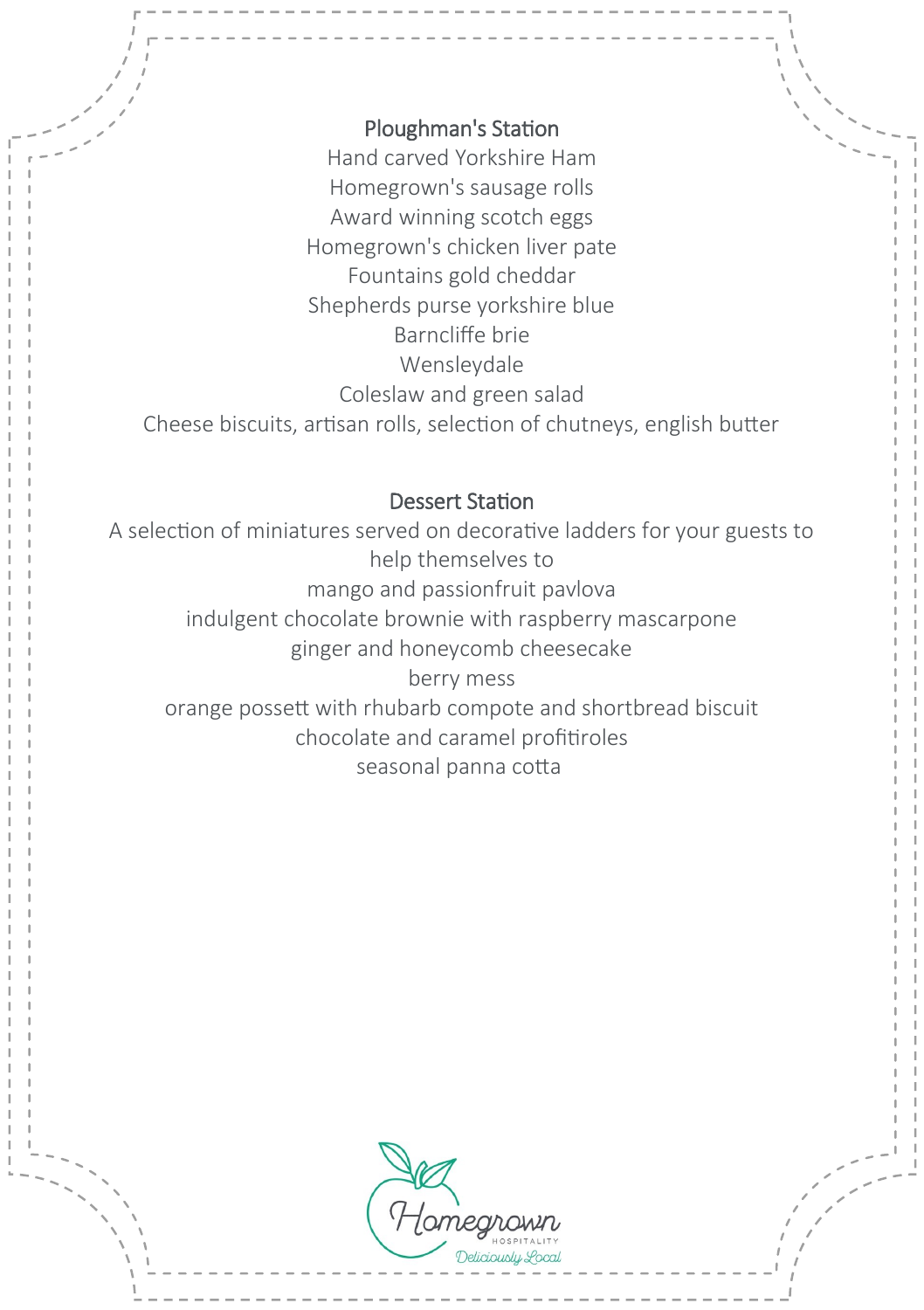## Ploughman's Station

Hand carved Yorkshire Ham
Homegrown's sausage rolls
Award winning scotch eggs
Homegrown's chicken liver pate
Fountains gold cheddar
Shepherds purse yorkshire blue
Barncliffe brie
Wensleydale
Coleslaw and green salad
Cheese biscuits, artisan rolls, selection of chutneys, english butter

## Dessert Station

A selection of miniatures served on decorative ladders for your guests to help themselves to
mango and passionfruit pavlova
indulgent chocolate brownie with raspberry mascarpone
ginger and honeycomb cheesecake
berry mess
orange possett with rhubarb compote and shortbread biscuit
chocolate and caramel profitiroles
seasonal panna cotta

Homegrown
HOSPITALITY
Deliciously Local